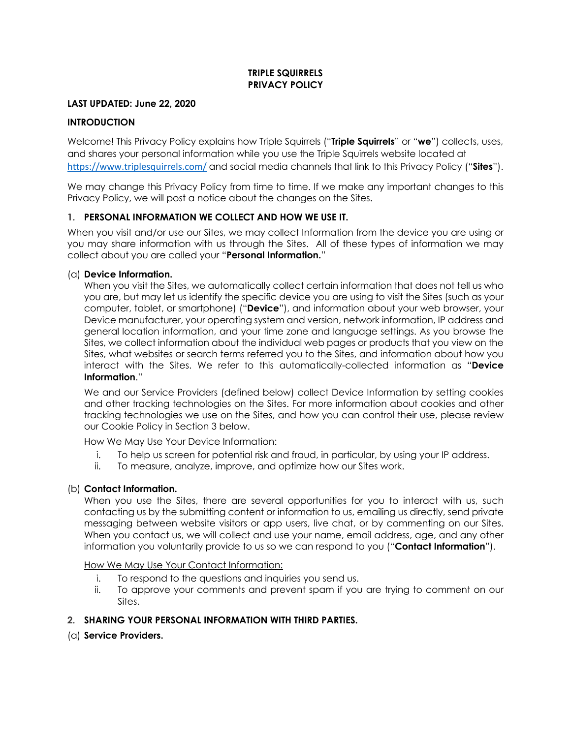# TRIPLE SQUIRRELS PRIVACY POLICY

**LAST UPDATED: June 22, 2020**

## INTRODUCTION

Welcome! This Privacy Policy explains how Triple Squirrels ("**Triple Squirrels**" or "**we**") collects, uses, and shares your personal information while you use the Triple Squirrels website located at https://www.triplesquirrels.com/ and social media channels that link to this Privacy Policy ("**Sites**").

We may change this Privacy Policy from time to time. If we make any important changes to this Privacy Policy, we will post a notice about the changes on the Sites.

## 1. PERSONAL INFORMATION WE COLLECT AND HOW WE USE IT.

When you visit and/or use our Sites, we may collect Information from the device you are using or you may share information with us through the Sites. All of these types of information we may collect about you are called your "**Personal Information.**"

(a) **Device Information.**

When you visit the Sites, we automatically collect certain information that does not tell us who you are, but may let us identify the specific device you are using to visit the Sites (such as your computer, tablet, or smartphone) ("**Device**"), and information about your web browser, your Device manufacturer, your operating system and version, network information, IP address and general location information, and your time zone and language settings. As you browse the Sites, we collect information about the individual web pages or products that you view on the Sites, what websites or search terms referred you to the Sites, and information about how you interact with the Sites. We refer to this automatically-collected information as "**Device Information**."

We and our Service Providers (defined below) collect Device Information by setting cookies and other tracking technologies on the Sites. For more information about cookies and other tracking technologies we use on the Sites, and how you can control their use, please review our Cookie Policy in Section 3 below.

<u>How We May Use Your Device Information:</u>

i. To help us screen for potential risk and fraud, in particular, by using your IP address.
ii. To measure, analyze, improve, and optimize how our Sites work.

(b) **Contact Information.**

When you use the Sites, there are several opportunities for you to interact with us, such contacting us by the submitting content or information to us, emailing us directly, send private messaging between website visitors or app users, live chat, or by commenting on our Sites. When you contact us, we will collect and use your name, email address, age, and any other information you voluntarily provide to us so we can respond to you ("**Contact Information**").

<u>How We May Use Your Contact Information:</u>

i. To respond to the questions and inquiries you send us.
ii. To approve your comments and prevent spam if you are trying to comment on our Sites.

## 2. SHARING YOUR PERSONAL INFORMATION WITH THIRD PARTIES.

(a) **Service Providers.**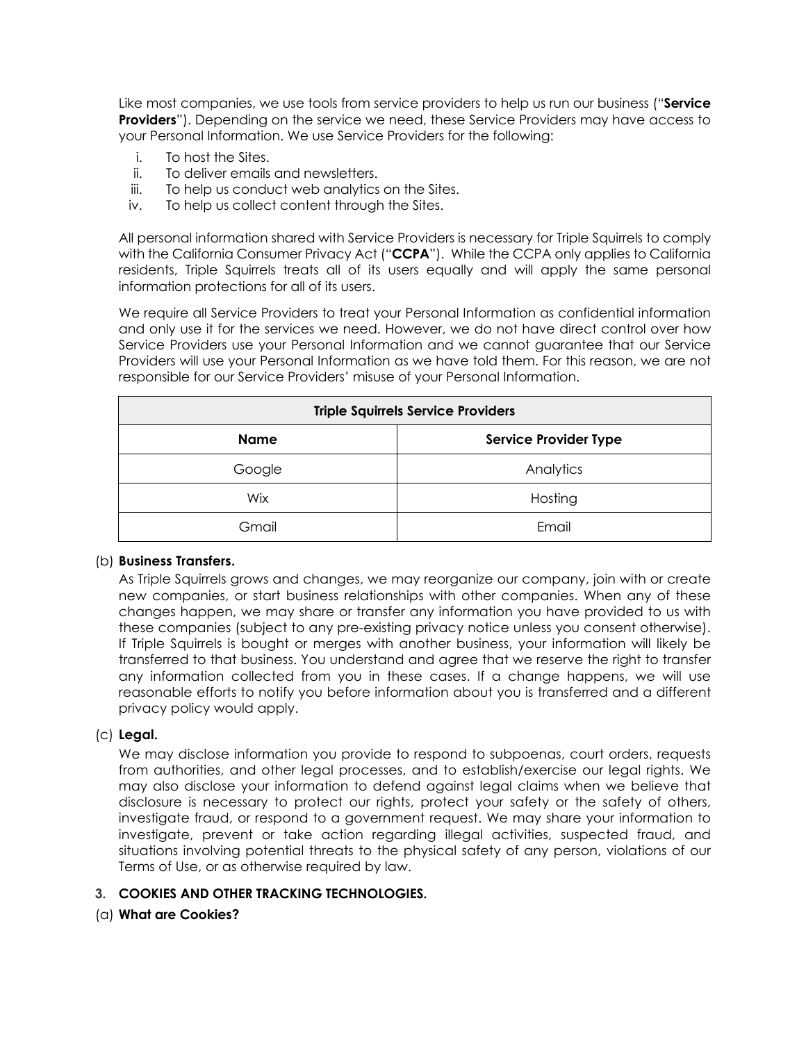Like most companies, we use tools from service providers to help us run our business ("**Service Providers**"). Depending on the service we need, these Service Providers may have access to your Personal Information. We use Service Providers for the following:

i. To host the Sites.
ii. To deliver emails and newsletters.
iii. To help us conduct web analytics on the Sites.
iv. To help us collect content through the Sites.

All personal information shared with Service Providers is necessary for Triple Squirrels to comply with the California Consumer Privacy Act ("**CCPA**"). While the CCPA only applies to California residents, Triple Squirrels treats all of its users equally and will apply the same personal information protections for all of its users.

We require all Service Providers to treat your Personal Information as confidential information and only use it for the services we need. However, we do not have direct control over how Service Providers use your Personal Information and we cannot guarantee that our Service Providers will use your Personal Information as we have told them. For this reason, we are not responsible for our Service Providers' misuse of your Personal Information.

| **Triple Squirrels Service Providers** | |
|---|---|
| **Name** | **Service Provider Type** |
| Google | Analytics |
| Wix | Hosting |
| Gmail | Email |

(b) **Business Transfers.**

As Triple Squirrels grows and changes, we may reorganize our company, join with or create new companies, or start business relationships with other companies. When any of these changes happen, we may share or transfer any information you have provided to us with these companies (subject to any pre-existing privacy notice unless you consent otherwise). If Triple Squirrels is bought or merges with another business, your information will likely be transferred to that business. You understand and agree that we reserve the right to transfer any information collected from you in these cases. If a change happens, we will use reasonable efforts to notify you before information about you is transferred and a different privacy policy would apply.

(c) **Legal.**

We may disclose information you provide to respond to subpoenas, court orders, requests from authorities, and other legal processes, and to establish/exercise our legal rights. We may also disclose your information to defend against legal claims when we believe that disclosure is necessary to protect our rights, protect your safety or the safety of others, investigate fraud, or respond to a government request. We may share your information to investigate, prevent or take action regarding illegal activities, suspected fraud, and situations involving potential threats to the physical safety of any person, violations of our Terms of Use, or as otherwise required by law.

## 3. COOKIES AND OTHER TRACKING TECHNOLOGIES.

(a) **What are Cookies?**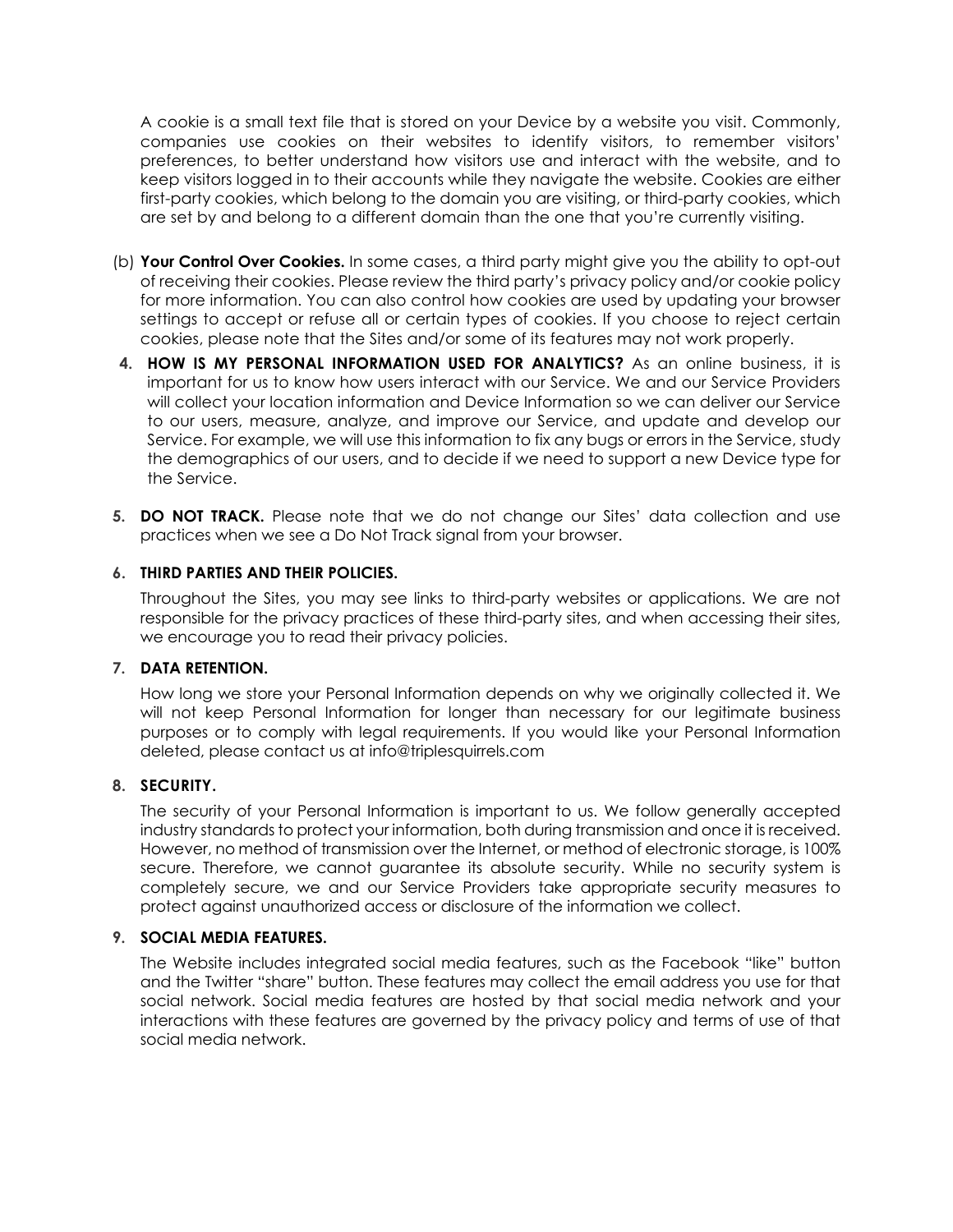A cookie is a small text file that is stored on your Device by a website you visit. Commonly, companies use cookies on their websites to identify visitors, to remember visitors' preferences, to better understand how visitors use and interact with the website, and to keep visitors logged in to their accounts while they navigate the website. Cookies are either first-party cookies, which belong to the domain you are visiting, or third-party cookies, which are set by and belong to a different domain than the one that you're currently visiting.

(b) **Your Control Over Cookies.** In some cases, a third party might give you the ability to opt-out of receiving their cookies. Please review the third party's privacy policy and/or cookie policy for more information. You can also control how cookies are used by updating your browser settings to accept or refuse all or certain types of cookies. If you choose to reject certain cookies, please note that the Sites and/or some of its features may not work properly.

4. **HOW IS MY PERSONAL INFORMATION USED FOR ANALYTICS?** As an online business, it is important for us to know how users interact with our Service. We and our Service Providers will collect your location information and Device Information so we can deliver our Service to our users, measure, analyze, and improve our Service, and update and develop our Service. For example, we will use this information to fix any bugs or errors in the Service, study the demographics of our users, and to decide if we need to support a new Device type for the Service.

5. **DO NOT TRACK.** Please note that we do not change our Sites' data collection and use practices when we see a Do Not Track signal from your browser.

6. **THIRD PARTIES AND THEIR POLICIES.**

   Throughout the Sites, you may see links to third-party websites or applications. We are not responsible for the privacy practices of these third-party sites, and when accessing their sites, we encourage you to read their privacy policies.

7. **DATA RETENTION.**

   How long we store your Personal Information depends on why we originally collected it. We will not keep Personal Information for longer than necessary for our legitimate business purposes or to comply with legal requirements. If you would like your Personal Information deleted, please contact us at info@triplesquirrels.com

8. **SECURITY.**

   The security of your Personal Information is important to us. We follow generally accepted industry standards to protect your information, both during transmission and once it is received. However, no method of transmission over the Internet, or method of electronic storage, is 100% secure. Therefore, we cannot guarantee its absolute security. While no security system is completely secure, we and our Service Providers take appropriate security measures to protect against unauthorized access or disclosure of the information we collect.

9. **SOCIAL MEDIA FEATURES.**

   The Website includes integrated social media features, such as the Facebook "like" button and the Twitter "share" button. These features may collect the email address you use for that social network. Social media features are hosted by that social media network and your interactions with these features are governed by the privacy policy and terms of use of that social media network.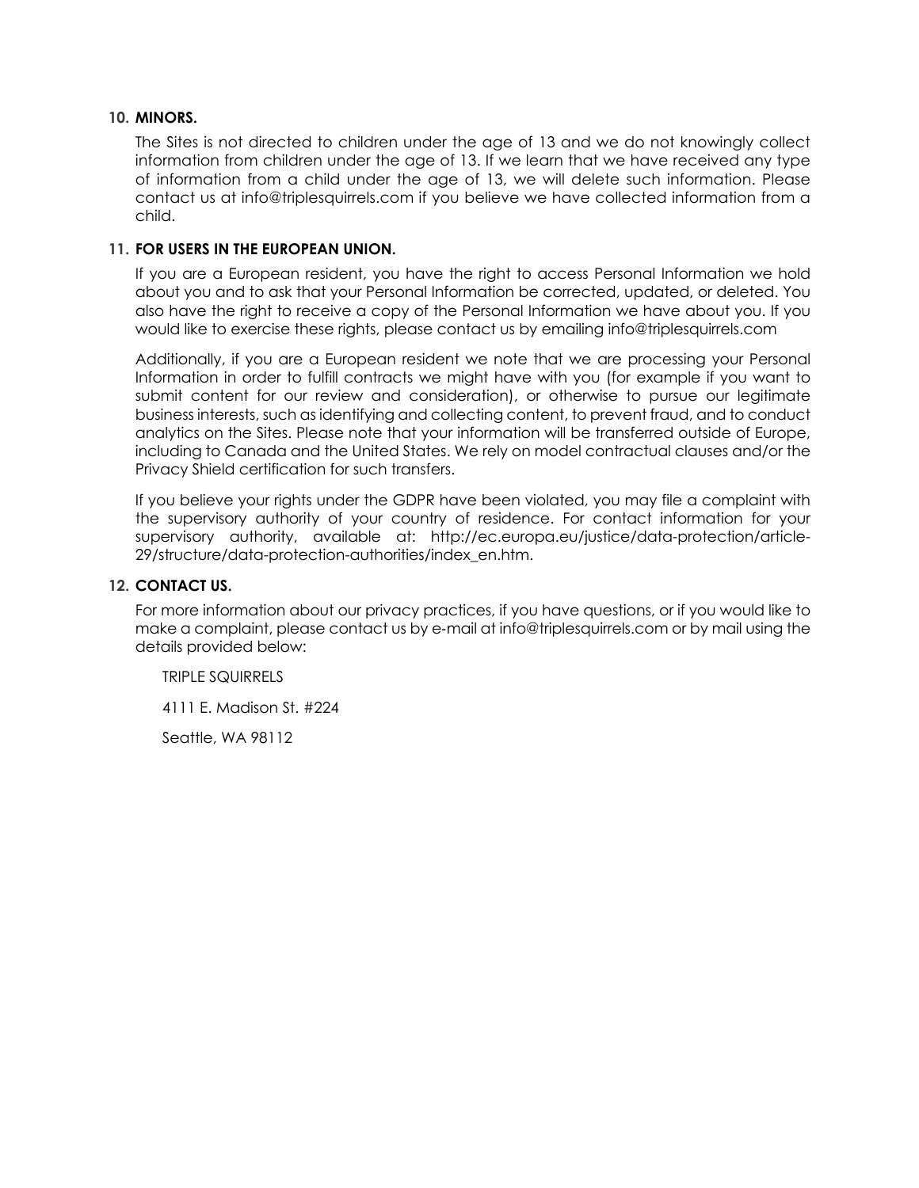## 10. MINORS.

The Sites is not directed to children under the age of 13 and we do not knowingly collect information from children under the age of 13. If we learn that we have received any type of information from a child under the age of 13, we will delete such information. Please contact us at info@triplesquirrels.com if you believe we have collected information from a child.

## 11. FOR USERS IN THE EUROPEAN UNION.

If you are a European resident, you have the right to access Personal Information we hold about you and to ask that your Personal Information be corrected, updated, or deleted. You also have the right to receive a copy of the Personal Information we have about you. If you would like to exercise these rights, please contact us by emailing info@triplesquirrels.com

Additionally, if you are a European resident we note that we are processing your Personal Information in order to fulfill contracts we might have with you (for example if you want to submit content for our review and consideration), or otherwise to pursue our legitimate business interests, such as identifying and collecting content, to prevent fraud, and to conduct analytics on the Sites. Please note that your information will be transferred outside of Europe, including to Canada and the United States. We rely on model contractual clauses and/or the Privacy Shield certification for such transfers.

If you believe your rights under the GDPR have been violated, you may file a complaint with the supervisory authority of your country of residence. For contact information for your supervisory authority, available at: http://ec.europa.eu/justice/data-protection/article-29/structure/data-protection-authorities/index_en.htm.

## 12. CONTACT US.

For more information about our privacy practices, if you have questions, or if you would like to make a complaint, please contact us by e-mail at info@triplesquirrels.com or by mail using the details provided below:

TRIPLE SQUIRRELS

4111 E. Madison St. #224

Seattle, WA 98112